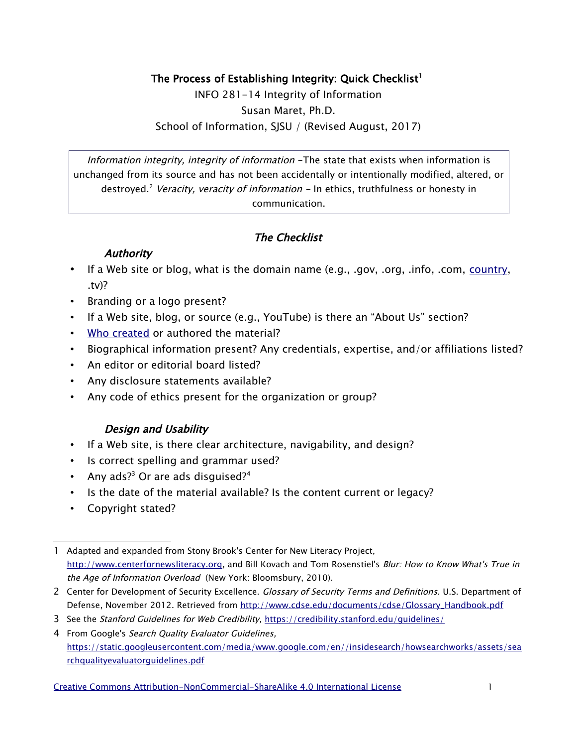# The Process of Establishing Integrity: Quick Checklist[1]

INFO 281-14 Integrity of Information

Susan Maret, Ph.D.

School of Information, SJSU / (Revised August, 2017)

> *Information integrity, integrity of information* -The state that exists when information is unchanged from its source and has not been accidentally or intentionally modified, altered, or destroyed.[2] *Veracity, veracity of information* - In ethics, truthfulness or honesty in communication.

## *The Checklist*

### *Authority*

- If a Web site or blog, what is the domain name (e.g., .gov, .org, .info, .com, country, .tv)?
- Branding or a logo present?
- If a Web site, blog, or source (e.g., YouTube) is there an "About Us" section?
- Who created or authored the material?
- Biographical information present? Any credentials, expertise, and/or affiliations listed?
- An editor or editorial board listed?
- Any disclosure statements available?
- Any code of ethics present for the organization or group?

### *Design and Usability*

- If a Web site, is there clear architecture, navigability, and design?
- Is correct spelling and grammar used?
- Any ads?[3] Or are ads disguised?[4]
- Is the date of the material available? Is the content current or legacy?
- Copyright stated?

---

1 Adapted and expanded from Stony Brook's Center for New Literacy Project, http://www.centerfornewsliteracy.org, and Bill Kovach and Tom Rosenstiel's *Blur: How to Know What's True in the Age of Information Overload* (New York: Bloomsbury, 2010).

2 Center for Development of Security Excellence. *Glossary of Security Terms and Definitions.* U.S. Department of Defense, November 2012. Retrieved from http://www.cdse.edu/documents/cdse/Glossary_Handbook.pdf

3 See the *Stanford Guidelines for Web Credibility,* https://credibility.stanford.edu/guidelines/

4 From Google's *Search Quality Evaluator Guidelines,* https://static.googleusercontent.com/media/www.google.com/en//insidesearch/howsearchworks/assets/searchqualityevaluatorguidelines.pdf

Creative Commons Attribution-NonCommercial-ShareAlike 4.0 International License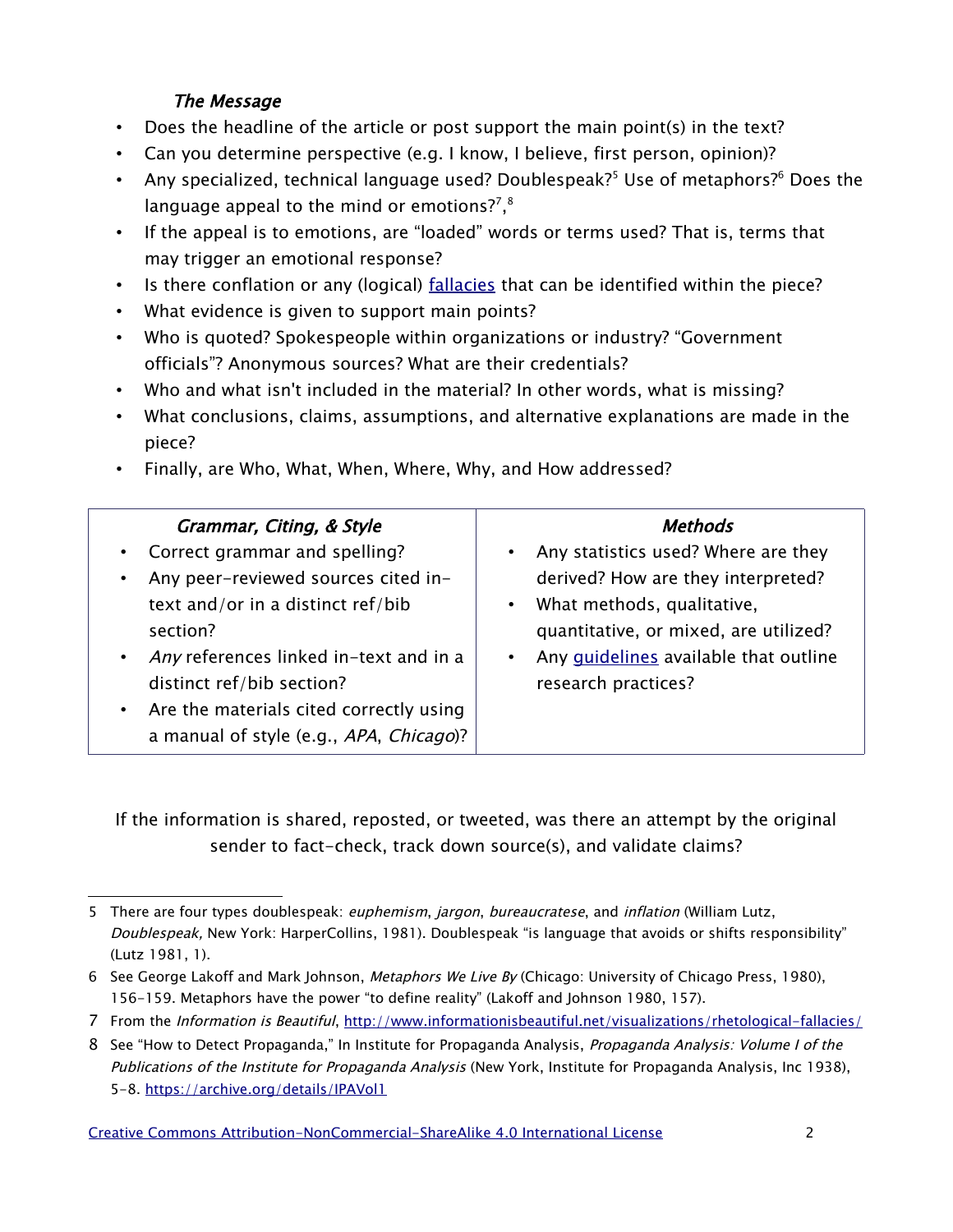### *The Message*

- Does the headline of the article or post support the main point(s) in the text?
- Can you determine perspective (e.g. I know, I believe, first person, opinion)?
- Any specialized, technical language used? Doublespeak?[5] Use of metaphors?[6] Does the language appeal to the mind or emotions?[7],[8]
- If the appeal is to emotions, are "loaded" words or terms used? That is, terms that may trigger an emotional response?
- Is there conflation or any (logical) fallacies that can be identified within the piece?
- What evidence is given to support main points?
- Who is quoted? Spokespeople within organizations or industry? "Government officials"? Anonymous sources? What are their credentials?
- Who and what isn't included in the material? In other words, what is missing?
- What conclusions, claims, assumptions, and alternative explanations are made in the piece?
- Finally, are Who, What, When, Where, Why, and How addressed?

| *Grammar, Citing, & Style* | *Methods* |
|---|---|
| • Correct grammar and spelling?<br>• Any peer-reviewed sources cited in-text and/or in a distinct ref/bib section?<br>• *Any* references linked in-text and in a distinct ref/bib section?<br>• Are the materials cited correctly using a manual of style (e.g., *APA*, *Chicago*)? | • Any statistics used? Where are they derived? How are they interpreted?<br>• What methods, qualitative, quantitative, or mixed, are utilized?<br>• Any guidelines available that outline research practices? |

If the information is shared, reposted, or tweeted, was there an attempt by the original sender to fact-check, track down source(s), and validate claims?

---

5 There are four types doublespeak: *euphemism*, *jargon*, *bureaucratese*, and *inflation* (William Lutz, *Doublespeak,* New York: HarperCollins, 1981). Doublespeak "is language that avoids or shifts responsibility" (Lutz 1981, 1).

6 See George Lakoff and Mark Johnson, *Metaphors We Live By* (Chicago: University of Chicago Press, 1980), 156-159. Metaphors have the power "to define reality" (Lakoff and Johnson 1980, 157).

7 From the *Information is Beautiful*, http://www.informationisbeautiful.net/visualizations/rhetological-fallacies/

8 See "How to Detect Propaganda," In Institute for Propaganda Analysis, *Propaganda Analysis: Volume I of the Publications of the Institute for Propaganda Analysis* (New York, Institute for Propaganda Analysis, Inc 1938), 5-8. https://archive.org/details/IPAVol1

Creative Commons Attribution-NonCommercial-ShareAlike 4.0 International License